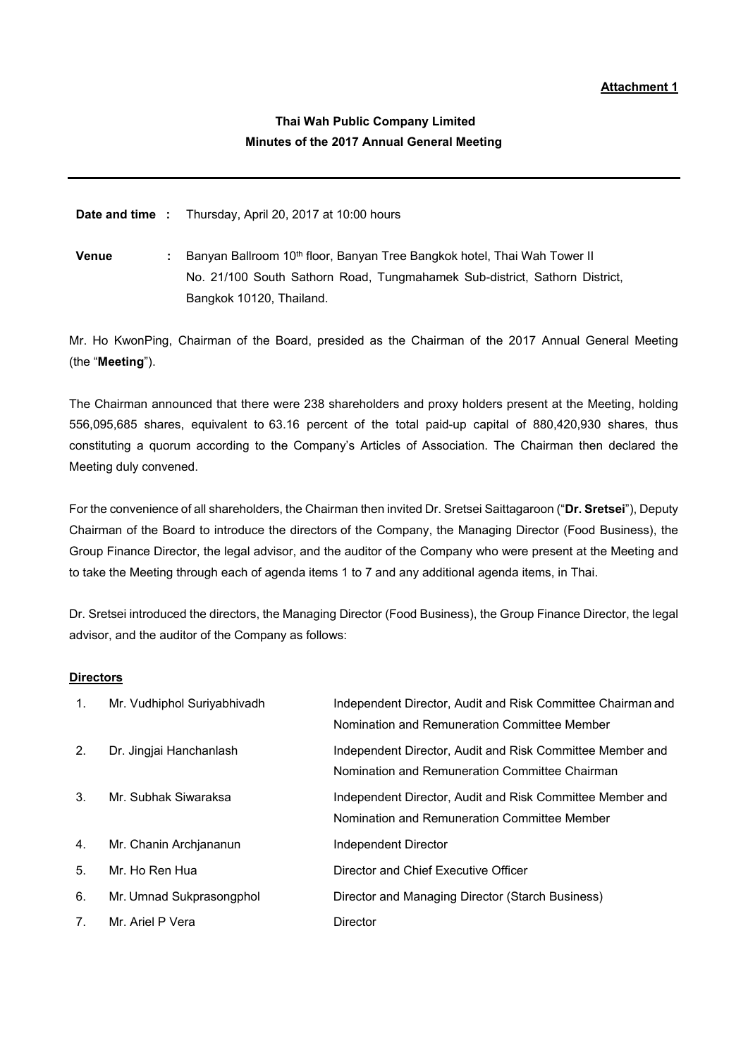**Attachment 1**

# Thai Wah Public Company Limited
## Minutes of the 2017 Annual General Meeting

---

**Date and time :** Thursday, April 20, 2017 at 10:00 hours

**Venue :** Banyan Ballroom 10th floor, Banyan Tree Bangkok hotel, Thai Wah Tower II No. 21/100 South Sathorn Road, Tungmahamek Sub-district, Sathorn District, Bangkok 10120, Thailand.

Mr. Ho KwonPing, Chairman of the Board, presided as the Chairman of the 2017 Annual General Meeting (the "**Meeting**").

The Chairman announced that there were 238 shareholders and proxy holders present at the Meeting, holding 556,095,685 shares, equivalent to 63.16 percent of the total paid-up capital of 880,420,930 shares, thus constituting a quorum according to the Company's Articles of Association. The Chairman then declared the Meeting duly convened.

For the convenience of all shareholders, the Chairman then invited Dr. Sretsei Saittagaroon ("**Dr. Sretsei**"), Deputy Chairman of the Board to introduce the directors of the Company, the Managing Director (Food Business), the Group Finance Director, the legal advisor, and the auditor of the Company who were present at the Meeting and to take the Meeting through each of agenda items 1 to 7 and any additional agenda items, in Thai.

Dr. Sretsei introduced the directors, the Managing Director (Food Business), the Group Finance Director, the legal advisor, and the auditor of the Company as follows:

**Directors**

| | | |
|---|---|---|
| 1. | Mr. Vudhiphol Suriyabhivadh | Independent Director, Audit and Risk Committee Chairman and Nomination and Remuneration Committee Member |
| 2. | Dr. Jingjai Hanchanlash | Independent Director, Audit and Risk Committee Member and Nomination and Remuneration Committee Chairman |
| 3. | Mr. Subhak Siwaraksa | Independent Director, Audit and Risk Committee Member and Nomination and Remuneration Committee Member |
| 4. | Mr. Chanin Archjananun | Independent Director |
| 5. | Mr. Ho Ren Hua | Director and Chief Executive Officer |
| 6. | Mr. Umnad Sukprasongphol | Director and Managing Director (Starch Business) |
| 7. | Mr. Ariel P Vera | Director |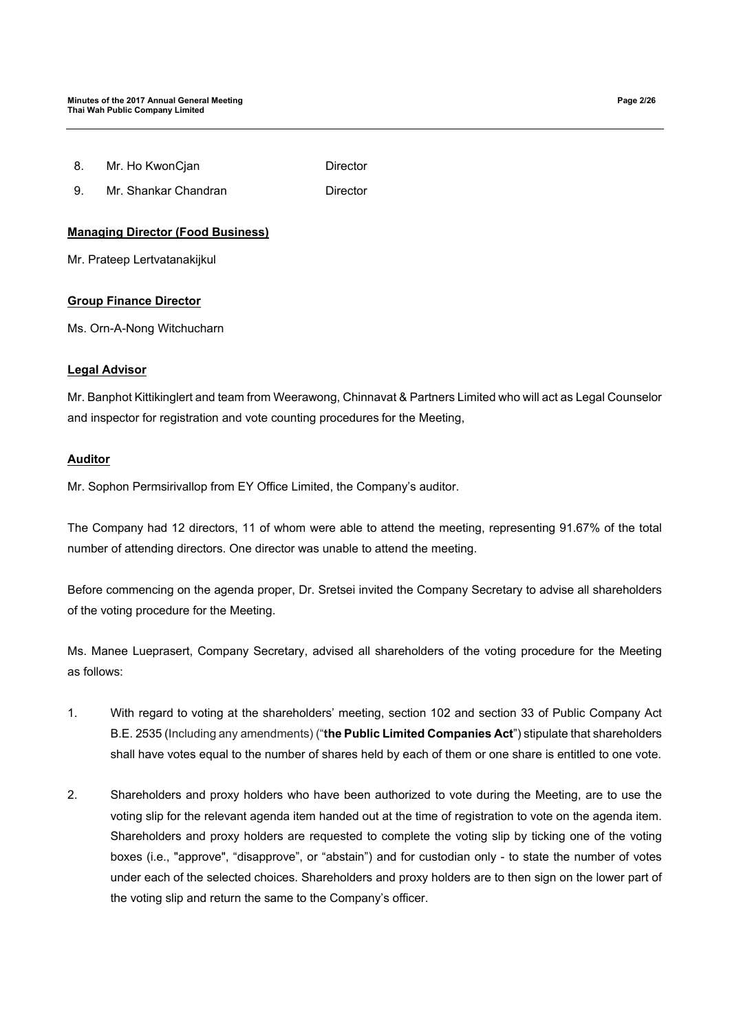8. Mr. Ho KwonCjan Director
9. Mr. Shankar Chandran Director

**Managing Director (Food Business)**

Mr. Prateep Lertvatanakijkul

**Group Finance Director**

Ms. Orn-A-Nong Witchucharn

**Legal Advisor**

Mr. Banphot Kittikinglert and team from Weerawong, Chinnavat & Partners Limited who will act as Legal Counselor and inspector for registration and vote counting procedures for the Meeting,

**Auditor**

Mr. Sophon Permsirivallop from EY Office Limited, the Company's auditor.

The Company had 12 directors, 11 of whom were able to attend the meeting, representing 91.67% of the total number of attending directors. One director was unable to attend the meeting.

Before commencing on the agenda proper, Dr. Sretsei invited the Company Secretary to advise all shareholders of the voting procedure for the Meeting.

Ms. Manee Lueprasert, Company Secretary, advised all shareholders of the voting procedure for the Meeting as follows:

1. With regard to voting at the shareholders' meeting, section 102 and section 33 of Public Company Act B.E. 2535 (Including any amendments) ("**the Public Limited Companies Act**") stipulate that shareholders shall have votes equal to the number of shares held by each of them or one share is entitled to one vote.

2. Shareholders and proxy holders who have been authorized to vote during the Meeting, are to use the voting slip for the relevant agenda item handed out at the time of registration to vote on the agenda item. Shareholders and proxy holders are requested to complete the voting slip by ticking one of the voting boxes (i.e., "approve", "disapprove", or "abstain") and for custodian only - to state the number of votes under each of the selected choices. Shareholders and proxy holders are to then sign on the lower part of the voting slip and return the same to the Company's officer.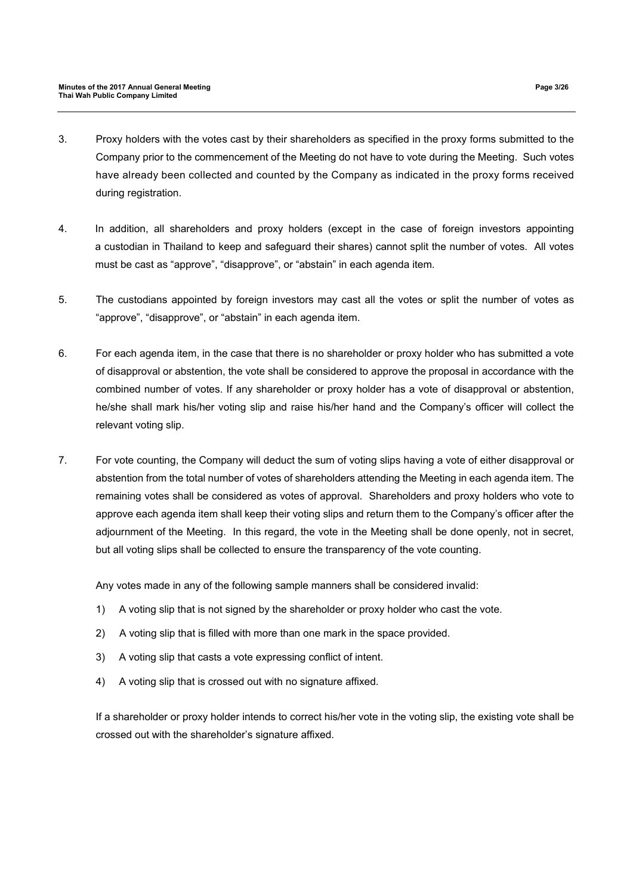3. Proxy holders with the votes cast by their shareholders as specified in the proxy forms submitted to the Company prior to the commencement of the Meeting do not have to vote during the Meeting. Such votes have already been collected and counted by the Company as indicated in the proxy forms received during registration.

4. In addition, all shareholders and proxy holders (except in the case of foreign investors appointing a custodian in Thailand to keep and safeguard their shares) cannot split the number of votes. All votes must be cast as "approve", "disapprove", or "abstain" in each agenda item.

5. The custodians appointed by foreign investors may cast all the votes or split the number of votes as "approve", "disapprove", or "abstain" in each agenda item.

6. For each agenda item, in the case that there is no shareholder or proxy holder who has submitted a vote of disapproval or abstention, the vote shall be considered to approve the proposal in accordance with the combined number of votes. If any shareholder or proxy holder has a vote of disapproval or abstention, he/she shall mark his/her voting slip and raise his/her hand and the Company's officer will collect the relevant voting slip.

7. For vote counting, the Company will deduct the sum of voting slips having a vote of either disapproval or abstention from the total number of votes of shareholders attending the Meeting in each agenda item. The remaining votes shall be considered as votes of approval. Shareholders and proxy holders who vote to approve each agenda item shall keep their voting slips and return them to the Company's officer after the adjournment of the Meeting. In this regard, the vote in the Meeting shall be done openly, not in secret, but all voting slips shall be collected to ensure the transparency of the vote counting.

   Any votes made in any of the following sample manners shall be considered invalid:

   1) A voting slip that is not signed by the shareholder or proxy holder who cast the vote.
   2) A voting slip that is filled with more than one mark in the space provided.
   3) A voting slip that casts a vote expressing conflict of intent.
   4) A voting slip that is crossed out with no signature affixed.

   If a shareholder or proxy holder intends to correct his/her vote in the voting slip, the existing vote shall be crossed out with the shareholder's signature affixed.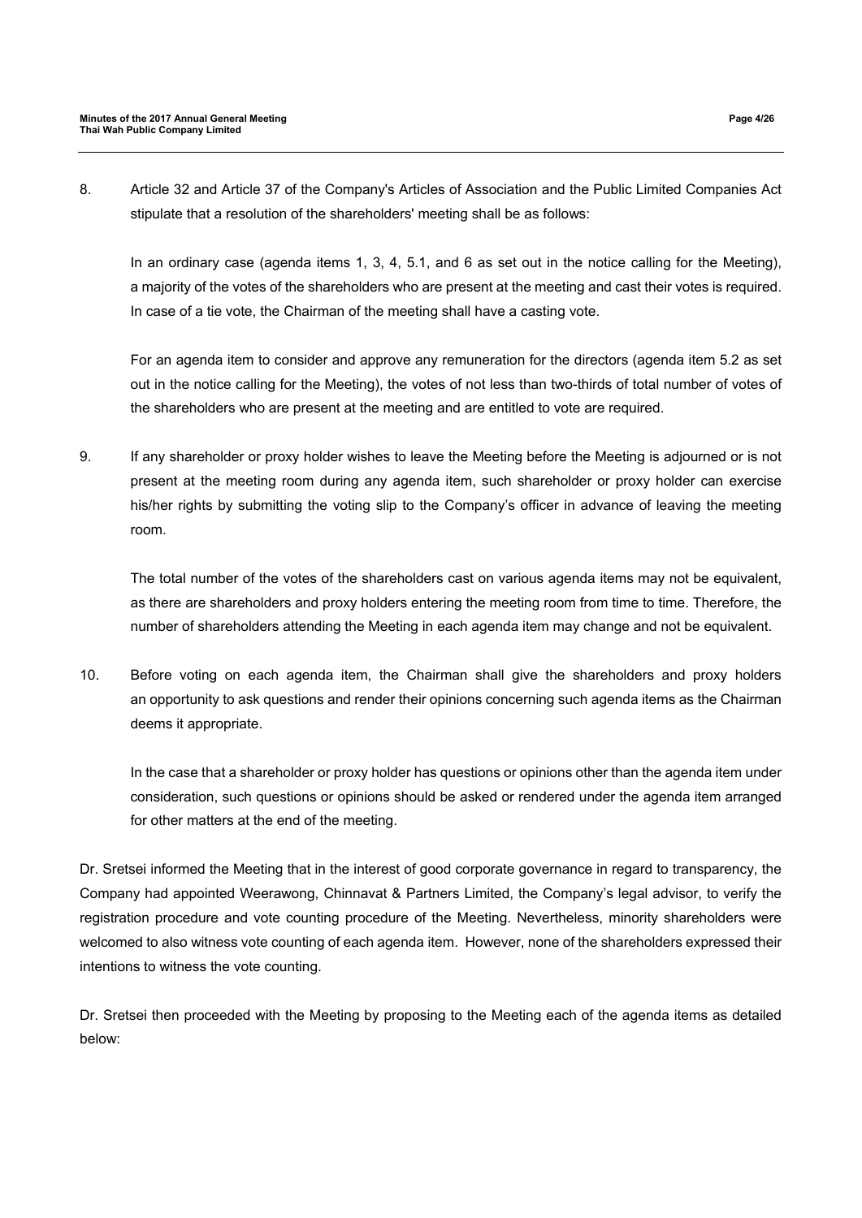8. Article 32 and Article 37 of the Company's Articles of Association and the Public Limited Companies Act stipulate that a resolution of the shareholders' meeting shall be as follows:

   In an ordinary case (agenda items 1, 3, 4, 5.1, and 6 as set out in the notice calling for the Meeting), a majority of the votes of the shareholders who are present at the meeting and cast their votes is required. In case of a tie vote, the Chairman of the meeting shall have a casting vote.

   For an agenda item to consider and approve any remuneration for the directors (agenda item 5.2 as set out in the notice calling for the Meeting), the votes of not less than two-thirds of total number of votes of the shareholders who are present at the meeting and are entitled to vote are required.

9. If any shareholder or proxy holder wishes to leave the Meeting before the Meeting is adjourned or is not present at the meeting room during any agenda item, such shareholder or proxy holder can exercise his/her rights by submitting the voting slip to the Company's officer in advance of leaving the meeting room.

   The total number of the votes of the shareholders cast on various agenda items may not be equivalent, as there are shareholders and proxy holders entering the meeting room from time to time. Therefore, the number of shareholders attending the Meeting in each agenda item may change and not be equivalent.

10. Before voting on each agenda item, the Chairman shall give the shareholders and proxy holders an opportunity to ask questions and render their opinions concerning such agenda items as the Chairman deems it appropriate.

    In the case that a shareholder or proxy holder has questions or opinions other than the agenda item under consideration, such questions or opinions should be asked or rendered under the agenda item arranged for other matters at the end of the meeting.

Dr. Sretsei informed the Meeting that in the interest of good corporate governance in regard to transparency, the Company had appointed Weerawong, Chinnavat & Partners Limited, the Company's legal advisor, to verify the registration procedure and vote counting procedure of the Meeting. Nevertheless, minority shareholders were welcomed to also witness vote counting of each agenda item. However, none of the shareholders expressed their intentions to witness the vote counting.

Dr. Sretsei then proceeded with the Meeting by proposing to the Meeting each of the agenda items as detailed below: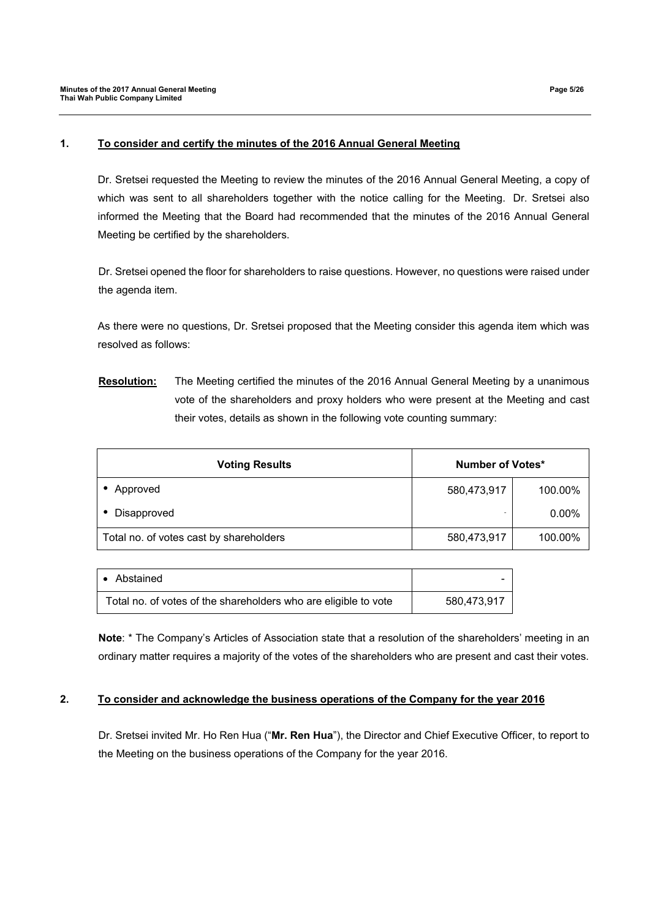## 1. To consider and certify the minutes of the 2016 Annual General Meeting

Dr. Sretsei requested the Meeting to review the minutes of the 2016 Annual General Meeting, a copy of which was sent to all shareholders together with the notice calling for the Meeting. Dr. Sretsei also informed the Meeting that the Board had recommended that the minutes of the 2016 Annual General Meeting be certified by the shareholders.

Dr. Sretsei opened the floor for shareholders to raise questions. However, no questions were raised under the agenda item.

As there were no questions, Dr. Sretsei proposed that the Meeting consider this agenda item which was resolved as follows:

**Resolution:** The Meeting certified the minutes of the 2016 Annual General Meeting by a unanimous vote of the shareholders and proxy holders who were present at the Meeting and cast their votes, details as shown in the following vote counting summary:

| Voting Results | Number of Votes* | |
|---|---|---|
| • Approved | 580,473,917 | 100.00% |
| • Disapproved | - | 0.00% |
| Total no. of votes cast by shareholders | 580,473,917 | 100.00% |

| | |
|---|---|
| • Abstained | - |
| Total no. of votes of the shareholders who are eligible to vote | 580,473,917 |

**Note**: * The Company's Articles of Association state that a resolution of the shareholders' meeting in an ordinary matter requires a majority of the votes of the shareholders who are present and cast their votes.

## 2. To consider and acknowledge the business operations of the Company for the year 2016

Dr. Sretsei invited Mr. Ho Ren Hua ("**Mr. Ren Hua**"), the Director and Chief Executive Officer, to report to the Meeting on the business operations of the Company for the year 2016.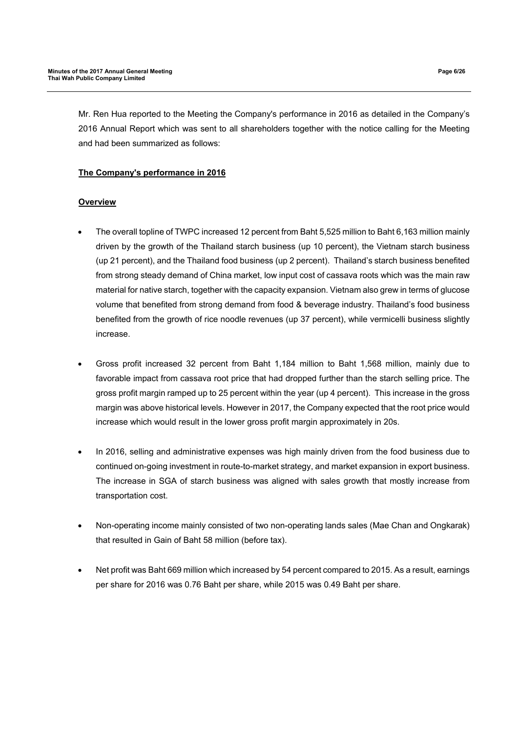Mr. Ren Hua reported to the Meeting the Company's performance in 2016 as detailed in the Company's 2016 Annual Report which was sent to all shareholders together with the notice calling for the Meeting and had been summarized as follows:

**<u>The Company's performance in 2016</u>**

**<u>Overview</u>**

- The overall topline of TWPC increased 12 percent from Baht 5,525 million to Baht 6,163 million mainly driven by the growth of the Thailand starch business (up 10 percent), the Vietnam starch business (up 21 percent), and the Thailand food business (up 2 percent). Thailand's starch business benefited from strong steady demand of China market, low input cost of cassava roots which was the main raw material for native starch, together with the capacity expansion. Vietnam also grew in terms of glucose volume that benefited from strong demand from food & beverage industry. Thailand's food business benefited from the growth of rice noodle revenues (up 37 percent), while vermicelli business slightly increase.

- Gross profit increased 32 percent from Baht 1,184 million to Baht 1,568 million, mainly due to favorable impact from cassava root price that had dropped further than the starch selling price. The gross profit margin ramped up to 25 percent within the year (up 4 percent). This increase in the gross margin was above historical levels. However in 2017, the Company expected that the root price would increase which would result in the lower gross profit margin approximately in 20s.

- In 2016, selling and administrative expenses was high mainly driven from the food business due to continued on-going investment in route-to-market strategy, and market expansion in export business. The increase in SGA of starch business was aligned with sales growth that mostly increase from transportation cost.

- Non-operating income mainly consisted of two non-operating lands sales (Mae Chan and Ongkarak) that resulted in Gain of Baht 58 million (before tax).

- Net profit was Baht 669 million which increased by 54 percent compared to 2015. As a result, earnings per share for 2016 was 0.76 Baht per share, while 2015 was 0.49 Baht per share.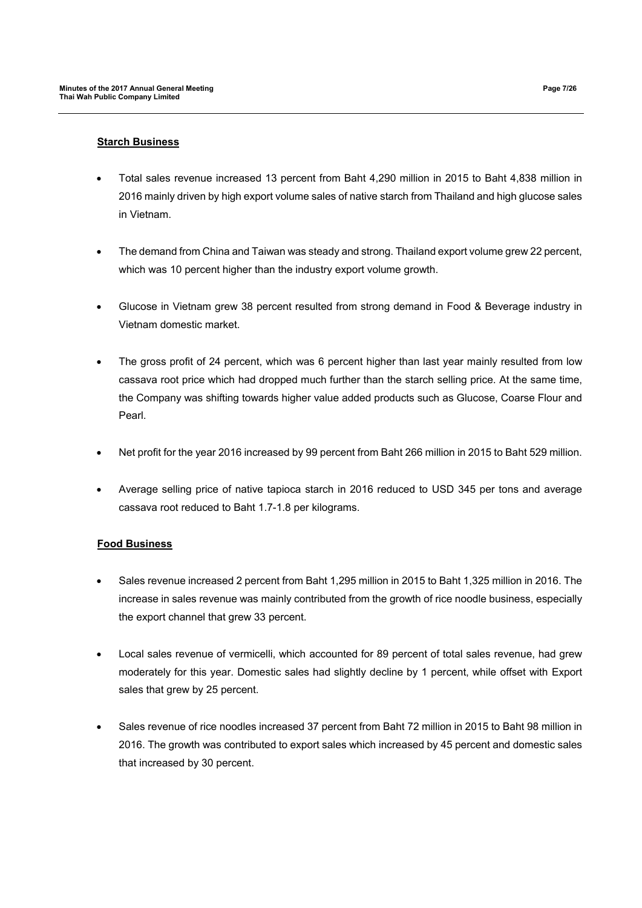**Starch Business**

- Total sales revenue increased 13 percent from Baht 4,290 million in 2015 to Baht 4,838 million in 2016 mainly driven by high export volume sales of native starch from Thailand and high glucose sales in Vietnam.
- The demand from China and Taiwan was steady and strong. Thailand export volume grew 22 percent, which was 10 percent higher than the industry export volume growth.
- Glucose in Vietnam grew 38 percent resulted from strong demand in Food & Beverage industry in Vietnam domestic market.
- The gross profit of 24 percent, which was 6 percent higher than last year mainly resulted from low cassava root price which had dropped much further than the starch selling price. At the same time, the Company was shifting towards higher value added products such as Glucose, Coarse Flour and Pearl.
- Net profit for the year 2016 increased by 99 percent from Baht 266 million in 2015 to Baht 529 million.
- Average selling price of native tapioca starch in 2016 reduced to USD 345 per tons and average cassava root reduced to Baht 1.7-1.8 per kilograms.

**Food Business**

- Sales revenue increased 2 percent from Baht 1,295 million in 2015 to Baht 1,325 million in 2016. The increase in sales revenue was mainly contributed from the growth of rice noodle business, especially the export channel that grew 33 percent.
- Local sales revenue of vermicelli, which accounted for 89 percent of total sales revenue, had grew moderately for this year. Domestic sales had slightly decline by 1 percent, while offset with Export sales that grew by 25 percent.
- Sales revenue of rice noodles increased 37 percent from Baht 72 million in 2015 to Baht 98 million in 2016. The growth was contributed to export sales which increased by 45 percent and domestic sales that increased by 30 percent.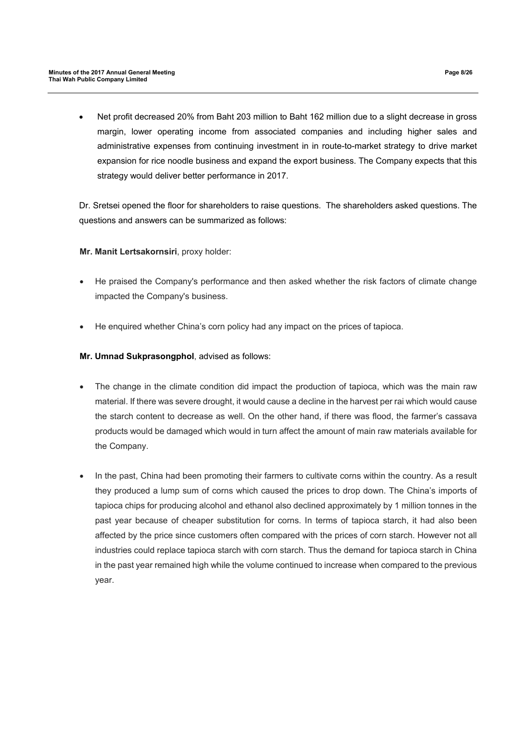- Net profit decreased 20% from Baht 203 million to Baht 162 million due to a slight decrease in gross margin, lower operating income from associated companies and including higher sales and administrative expenses from continuing investment in in route-to-market strategy to drive market expansion for rice noodle business and expand the export business. The Company expects that this strategy would deliver better performance in 2017.

Dr. Sretsei opened the floor for shareholders to raise questions. The shareholders asked questions. The questions and answers can be summarized as follows:

**Mr. Manit Lertsakornsiri**, proxy holder:

- He praised the Company's performance and then asked whether the risk factors of climate change impacted the Company's business.
- He enquired whether China's corn policy had any impact on the prices of tapioca.

**Mr. Umnad Sukprasongphol**, advised as follows:

- The change in the climate condition did impact the production of tapioca, which was the main raw material. If there was severe drought, it would cause a decline in the harvest per rai which would cause the starch content to decrease as well. On the other hand, if there was flood, the farmer's cassava products would be damaged which would in turn affect the amount of main raw materials available for the Company.
- In the past, China had been promoting their farmers to cultivate corns within the country. As a result they produced a lump sum of corns which caused the prices to drop down. The China's imports of tapioca chips for producing alcohol and ethanol also declined approximately by 1 million tonnes in the past year because of cheaper substitution for corns. In terms of tapioca starch, it had also been affected by the price since customers often compared with the prices of corn starch. However not all industries could replace tapioca starch with corn starch. Thus the demand for tapioca starch in China in the past year remained high while the volume continued to increase when compared to the previous year.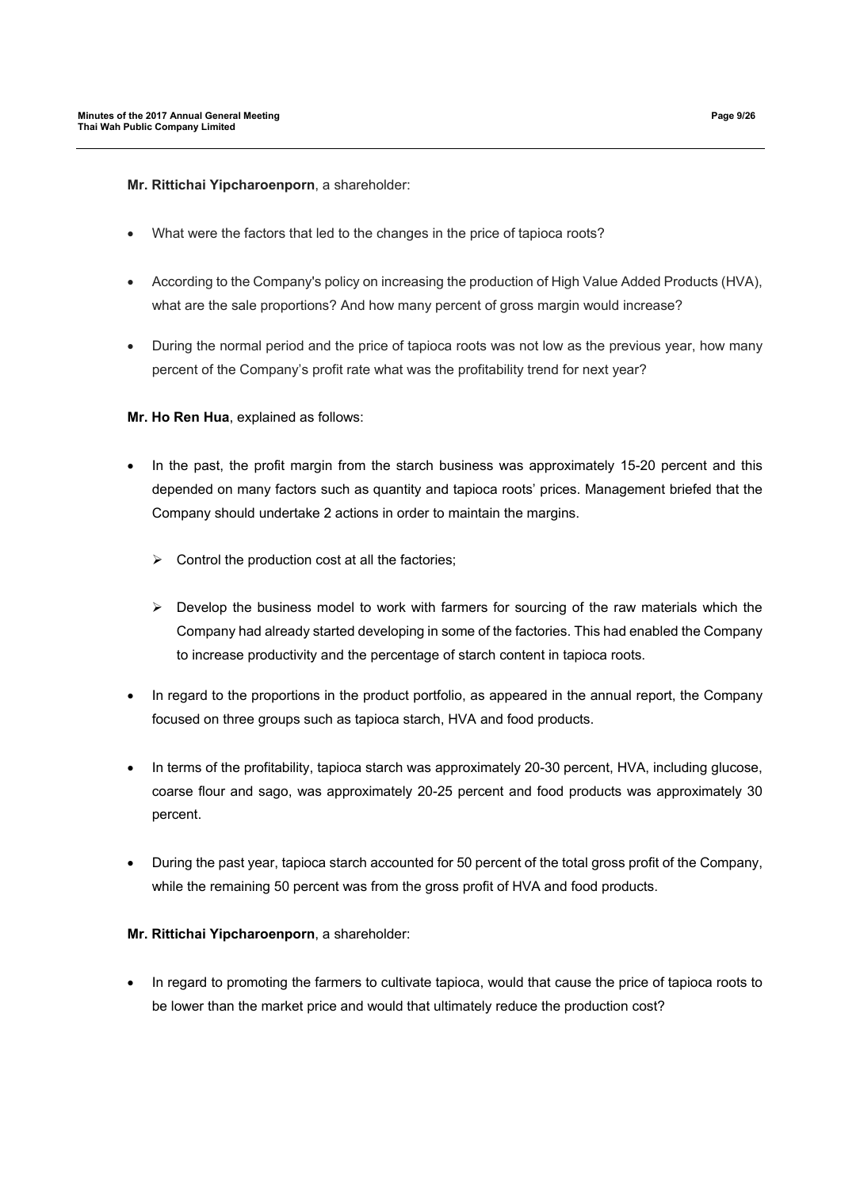**Mr. Rittichai Yipcharoenporn**, a shareholder:

- What were the factors that led to the changes in the price of tapioca roots?
- According to the Company's policy on increasing the production of High Value Added Products (HVA), what are the sale proportions? And how many percent of gross margin would increase?
- During the normal period and the price of tapioca roots was not low as the previous year, how many percent of the Company's profit rate what was the profitability trend for next year?

**Mr. Ho Ren Hua**, explained as follows:

- In the past, the profit margin from the starch business was approximately 15-20 percent and this depended on many factors such as quantity and tapioca roots' prices. Management briefed that the Company should undertake 2 actions in order to maintain the margins.
  - ➢ Control the production cost at all the factories;
  - ➢ Develop the business model to work with farmers for sourcing of the raw materials which the Company had already started developing in some of the factories. This had enabled the Company to increase productivity and the percentage of starch content in tapioca roots.
- In regard to the proportions in the product portfolio, as appeared in the annual report, the Company focused on three groups such as tapioca starch, HVA and food products.
- In terms of the profitability, tapioca starch was approximately 20-30 percent, HVA, including glucose, coarse flour and sago, was approximately 20-25 percent and food products was approximately 30 percent.
- During the past year, tapioca starch accounted for 50 percent of the total gross profit of the Company, while the remaining 50 percent was from the gross profit of HVA and food products.

**Mr. Rittichai Yipcharoenporn**, a shareholder:

- In regard to promoting the farmers to cultivate tapioca, would that cause the price of tapioca roots to be lower than the market price and would that ultimately reduce the production cost?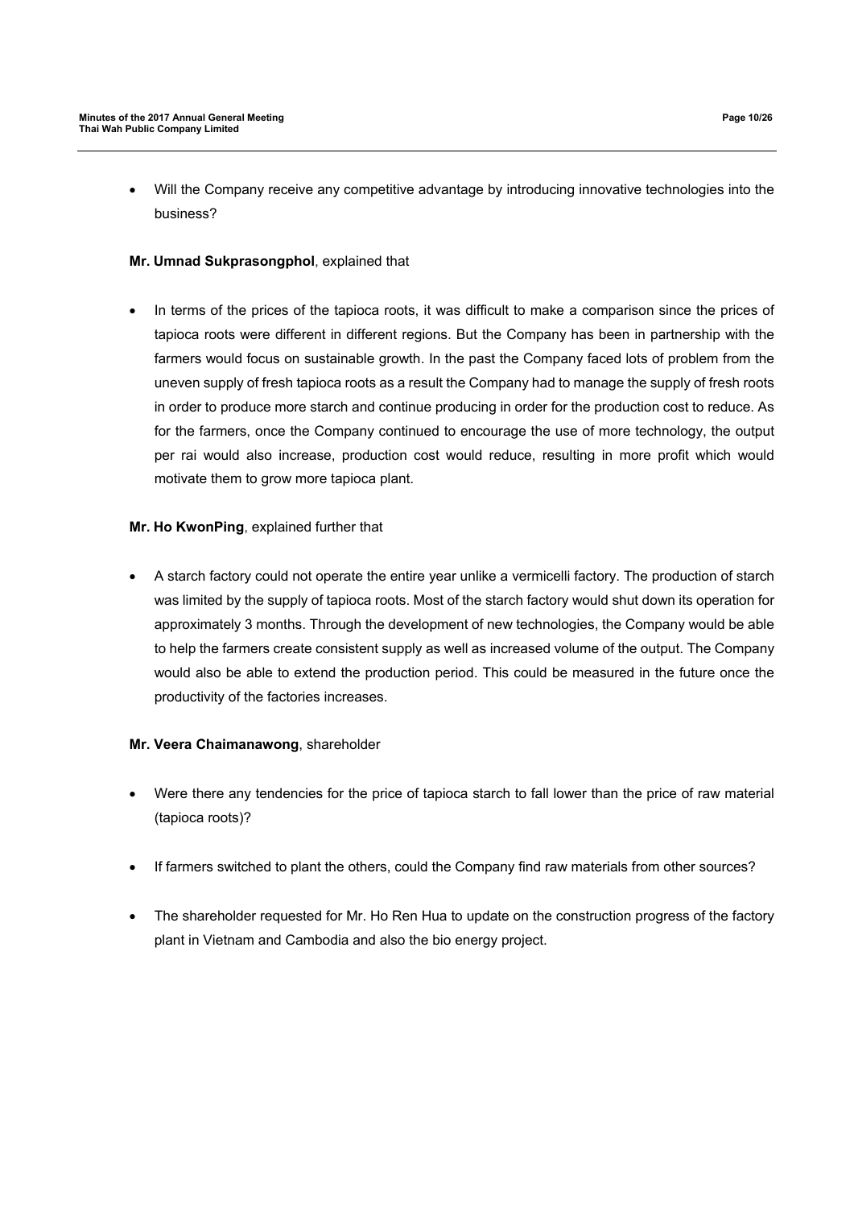- Will the Company receive any competitive advantage by introducing innovative technologies into the business?

**Mr. Umnad Sukprasongphol**, explained that

- In terms of the prices of the tapioca roots, it was difficult to make a comparison since the prices of tapioca roots were different in different regions. But the Company has been in partnership with the farmers would focus on sustainable growth. In the past the Company faced lots of problem from the uneven supply of fresh tapioca roots as a result the Company had to manage the supply of fresh roots in order to produce more starch and continue producing in order for the production cost to reduce. As for the farmers, once the Company continued to encourage the use of more technology, the output per rai would also increase, production cost would reduce, resulting in more profit which would motivate them to grow more tapioca plant.

**Mr. Ho KwonPing**, explained further that

- A starch factory could not operate the entire year unlike a vermicelli factory. The production of starch was limited by the supply of tapioca roots. Most of the starch factory would shut down its operation for approximately 3 months. Through the development of new technologies, the Company would be able to help the farmers create consistent supply as well as increased volume of the output. The Company would also be able to extend the production period. This could be measured in the future once the productivity of the factories increases.

**Mr. Veera Chaimanawong**, shareholder

- Were there any tendencies for the price of tapioca starch to fall lower than the price of raw material (tapioca roots)?
- If farmers switched to plant the others, could the Company find raw materials from other sources?
- The shareholder requested for Mr. Ho Ren Hua to update on the construction progress of the factory plant in Vietnam and Cambodia and also the bio energy project.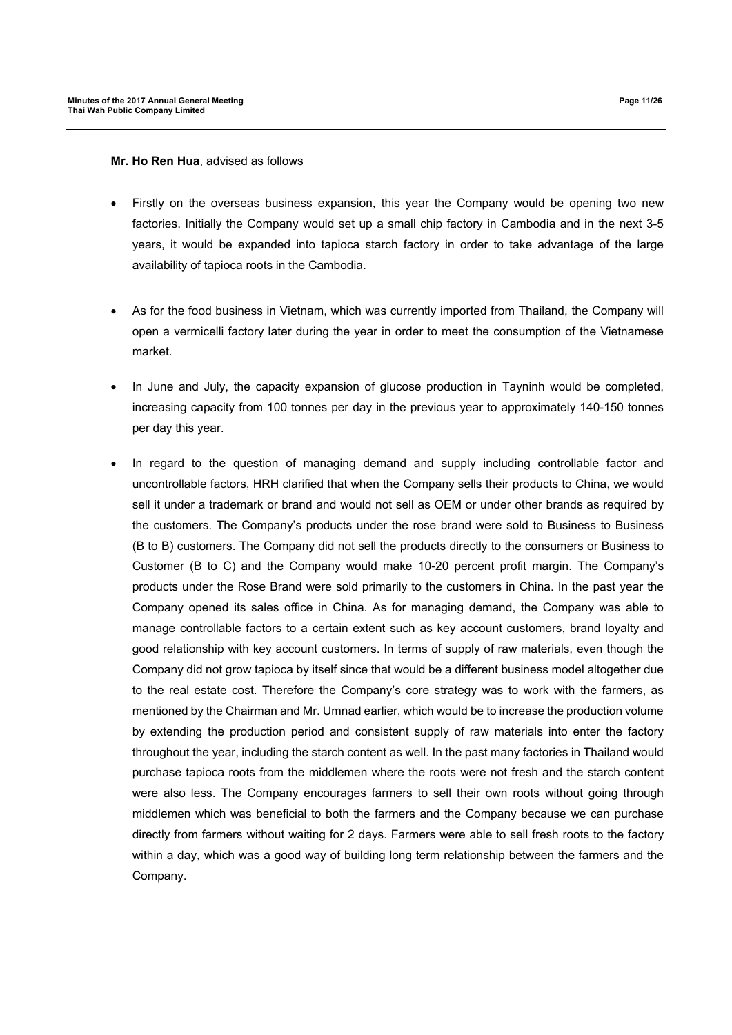**Mr. Ho Ren Hua**, advised as follows

- Firstly on the overseas business expansion, this year the Company would be opening two new factories. Initially the Company would set up a small chip factory in Cambodia and in the next 3-5 years, it would be expanded into tapioca starch factory in order to take advantage of the large availability of tapioca roots in the Cambodia.

- As for the food business in Vietnam, which was currently imported from Thailand, the Company will open a vermicelli factory later during the year in order to meet the consumption of the Vietnamese market.

- In June and July, the capacity expansion of glucose production in Tayninh would be completed, increasing capacity from 100 tonnes per day in the previous year to approximately 140-150 tonnes per day this year.

- In regard to the question of managing demand and supply including controllable factor and uncontrollable factors, HRH clarified that when the Company sells their products to China, we would sell it under a trademark or brand and would not sell as OEM or under other brands as required by the customers. The Company's products under the rose brand were sold to Business to Business (B to B) customers. The Company did not sell the products directly to the consumers or Business to Customer (B to C) and the Company would make 10-20 percent profit margin. The Company's products under the Rose Brand were sold primarily to the customers in China. In the past year the Company opened its sales office in China. As for managing demand, the Company was able to manage controllable factors to a certain extent such as key account customers, brand loyalty and good relationship with key account customers. In terms of supply of raw materials, even though the Company did not grow tapioca by itself since that would be a different business model altogether due to the real estate cost. Therefore the Company's core strategy was to work with the farmers, as mentioned by the Chairman and Mr. Umnad earlier, which would be to increase the production volume by extending the production period and consistent supply of raw materials into enter the factory throughout the year, including the starch content as well. In the past many factories in Thailand would purchase tapioca roots from the middlemen where the roots were not fresh and the starch content were also less. The Company encourages farmers to sell their own roots without going through middlemen which was beneficial to both the farmers and the Company because we can purchase directly from farmers without waiting for 2 days. Farmers were able to sell fresh roots to the factory within a day, which was a good way of building long term relationship between the farmers and the Company.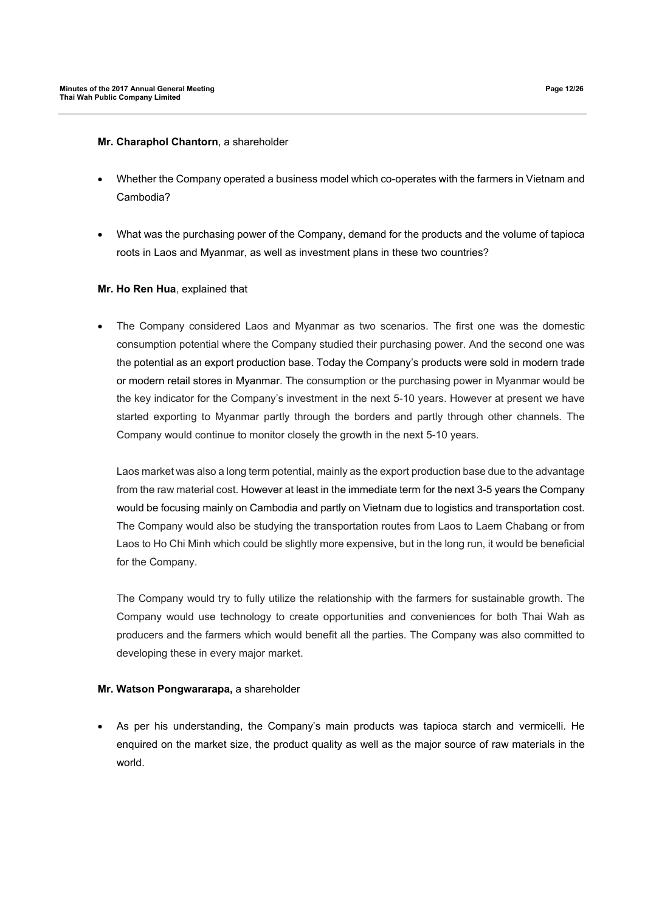**Mr. Charaphol Chantorn**, a shareholder

- Whether the Company operated a business model which co-operates with the farmers in Vietnam and Cambodia?
- What was the purchasing power of the Company, demand for the products and the volume of tapioca roots in Laos and Myanmar, as well as investment plans in these two countries?

**Mr. Ho Ren Hua**, explained that

- The Company considered Laos and Myanmar as two scenarios. The first one was the domestic consumption potential where the Company studied their purchasing power. And the second one was the potential as an export production base. Today the Company's products were sold in modern trade or modern retail stores in Myanmar. The consumption or the purchasing power in Myanmar would be the key indicator for the Company's investment in the next 5-10 years. However at present we have started exporting to Myanmar partly through the borders and partly through other channels. The Company would continue to monitor closely the growth in the next 5-10 years.

  Laos market was also a long term potential, mainly as the export production base due to the advantage from the raw material cost. However at least in the immediate term for the next 3-5 years the Company would be focusing mainly on Cambodia and partly on Vietnam due to logistics and transportation cost. The Company would also be studying the transportation routes from Laos to Laem Chabang or from Laos to Ho Chi Minh which could be slightly more expensive, but in the long run, it would be beneficial for the Company.

  The Company would try to fully utilize the relationship with the farmers for sustainable growth. The Company would use technology to create opportunities and conveniences for both Thai Wah as producers and the farmers which would benefit all the parties. The Company was also committed to developing these in every major market.

**Mr. Watson Pongwararapa,** a shareholder

- As per his understanding, the Company's main products was tapioca starch and vermicelli. He enquired on the market size, the product quality as well as the major source of raw materials in the world.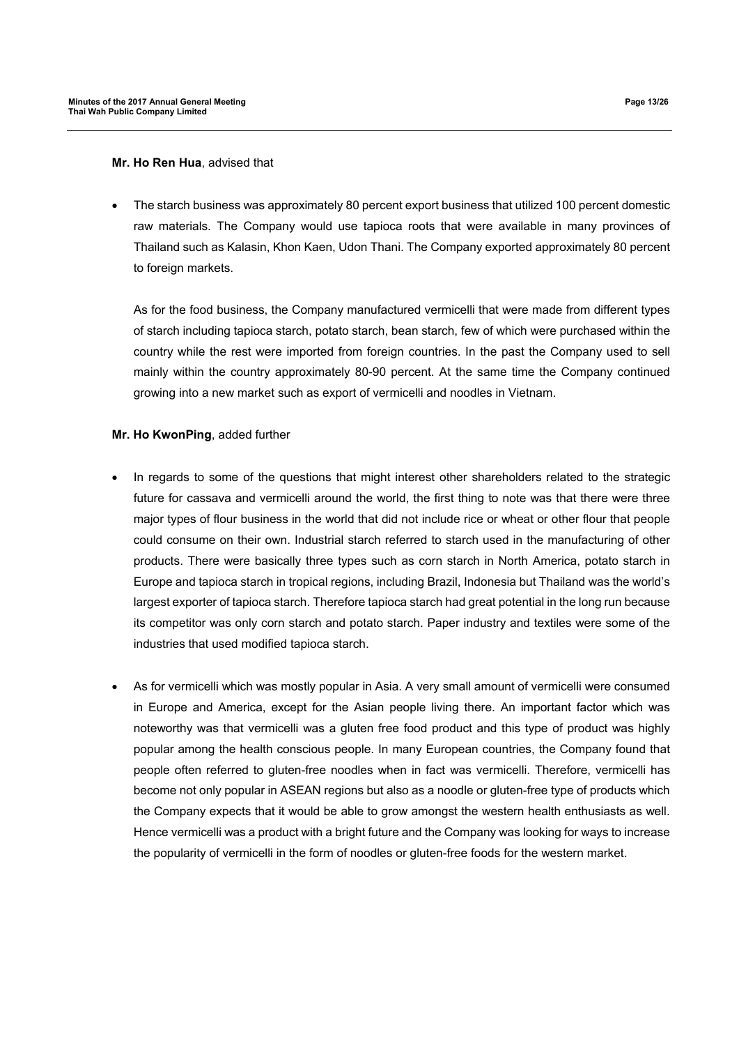**Mr. Ho Ren Hua**, advised that

- The starch business was approximately 80 percent export business that utilized 100 percent domestic raw materials. The Company would use tapioca roots that were available in many provinces of Thailand such as Kalasin, Khon Kaen, Udon Thani. The Company exported approximately 80 percent to foreign markets.

  As for the food business, the Company manufactured vermicelli that were made from different types of starch including tapioca starch, potato starch, bean starch, few of which were purchased within the country while the rest were imported from foreign countries. In the past the Company used to sell mainly within the country approximately 80-90 percent. At the same time the Company continued growing into a new market such as export of vermicelli and noodles in Vietnam.

**Mr. Ho KwonPing**, added further

- In regards to some of the questions that might interest other shareholders related to the strategic future for cassava and vermicelli around the world, the first thing to note was that there were three major types of flour business in the world that did not include rice or wheat or other flour that people could consume on their own. Industrial starch referred to starch used in the manufacturing of other products. There were basically three types such as corn starch in North America, potato starch in Europe and tapioca starch in tropical regions, including Brazil, Indonesia but Thailand was the world's largest exporter of tapioca starch. Therefore tapioca starch had great potential in the long run because its competitor was only corn starch and potato starch. Paper industry and textiles were some of the industries that used modified tapioca starch.

- As for vermicelli which was mostly popular in Asia. A very small amount of vermicelli were consumed in Europe and America, except for the Asian people living there. An important factor which was noteworthy was that vermicelli was a gluten free food product and this type of product was highly popular among the health conscious people. In many European countries, the Company found that people often referred to gluten-free noodles when in fact was vermicelli. Therefore, vermicelli has become not only popular in ASEAN regions but also as a noodle or gluten-free type of products which the Company expects that it would be able to grow amongst the western health enthusiasts as well. Hence vermicelli was a product with a bright future and the Company was looking for ways to increase the popularity of vermicelli in the form of noodles or gluten-free foods for the western market.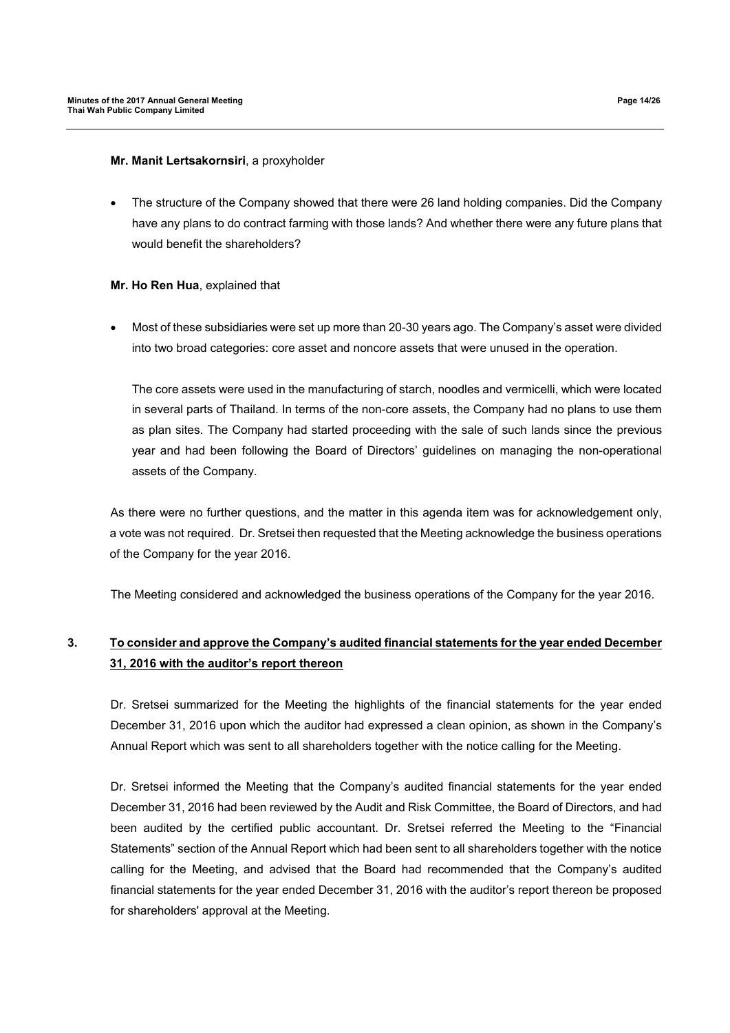**Mr. Manit Lertsakornsiri**, a proxyholder

- The structure of the Company showed that there were 26 land holding companies. Did the Company have any plans to do contract farming with those lands? And whether there were any future plans that would benefit the shareholders?

**Mr. Ho Ren Hua**, explained that

- Most of these subsidiaries were set up more than 20-30 years ago. The Company's asset were divided into two broad categories: core asset and noncore assets that were unused in the operation.

  The core assets were used in the manufacturing of starch, noodles and vermicelli, which were located in several parts of Thailand. In terms of the non-core assets, the Company had no plans to use them as plan sites. The Company had started proceeding with the sale of such lands since the previous year and had been following the Board of Directors' guidelines on managing the non-operational assets of the Company.

As there were no further questions, and the matter in this agenda item was for acknowledgement only, a vote was not required. Dr. Sretsei then requested that the Meeting acknowledge the business operations of the Company for the year 2016.

The Meeting considered and acknowledged the business operations of the Company for the year 2016.

## 3. <u>To consider and approve the Company's audited financial statements for the year ended December 31, 2016 with the auditor's report thereon</u>

Dr. Sretsei summarized for the Meeting the highlights of the financial statements for the year ended December 31, 2016 upon which the auditor had expressed a clean opinion, as shown in the Company's Annual Report which was sent to all shareholders together with the notice calling for the Meeting.

Dr. Sretsei informed the Meeting that the Company's audited financial statements for the year ended December 31, 2016 had been reviewed by the Audit and Risk Committee, the Board of Directors, and had been audited by the certified public accountant. Dr. Sretsei referred the Meeting to the "Financial Statements" section of the Annual Report which had been sent to all shareholders together with the notice calling for the Meeting, and advised that the Board had recommended that the Company's audited financial statements for the year ended December 31, 2016 with the auditor's report thereon be proposed for shareholders' approval at the Meeting.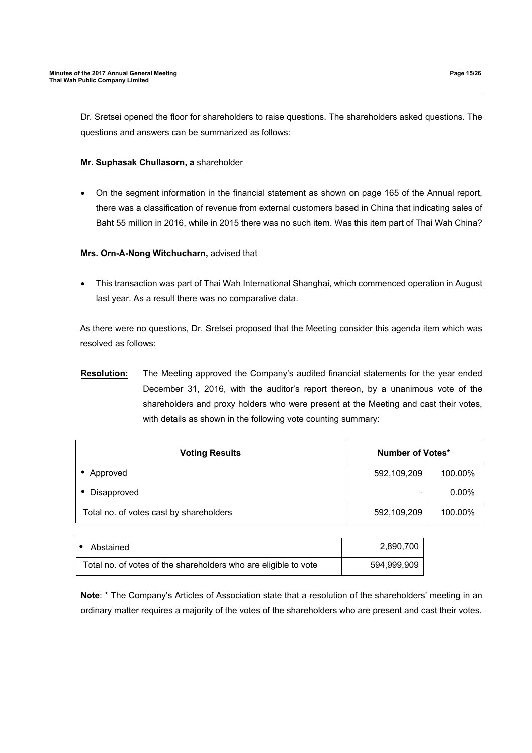Dr. Sretsei opened the floor for shareholders to raise questions. The shareholders asked questions. The questions and answers can be summarized as follows:

**Mr. Suphasak Chullasorn, a** shareholder

- On the segment information in the financial statement as shown on page 165 of the Annual report, there was a classification of revenue from external customers based in China that indicating sales of Baht 55 million in 2016, while in 2015 there was no such item. Was this item part of Thai Wah China?

**Mrs. Orn-A-Nong Witchucharn,** advised that

- This transaction was part of Thai Wah International Shanghai, which commenced operation in August last year. As a result there was no comparative data.

As there were no questions, Dr. Sretsei proposed that the Meeting consider this agenda item which was resolved as follows:

**Resolution:** The Meeting approved the Company's audited financial statements for the year ended December 31, 2016, with the auditor's report thereon, by a unanimous vote of the shareholders and proxy holders who were present at the Meeting and cast their votes, with details as shown in the following vote counting summary:

| Voting Results | Number of Votes* | |
|---|---|---|
| • Approved | 592,109,209 | 100.00% |
| • Disapproved | - | 0.00% |
| Total no. of votes cast by shareholders | 592,109,209 | 100.00% |

| | |
|---|---|
| • Abstained | 2,890,700 |
| Total no. of votes of the shareholders who are eligible to vote | 594,999,909 |

**Note**: * The Company's Articles of Association state that a resolution of the shareholders' meeting in an ordinary matter requires a majority of the votes of the shareholders who are present and cast their votes.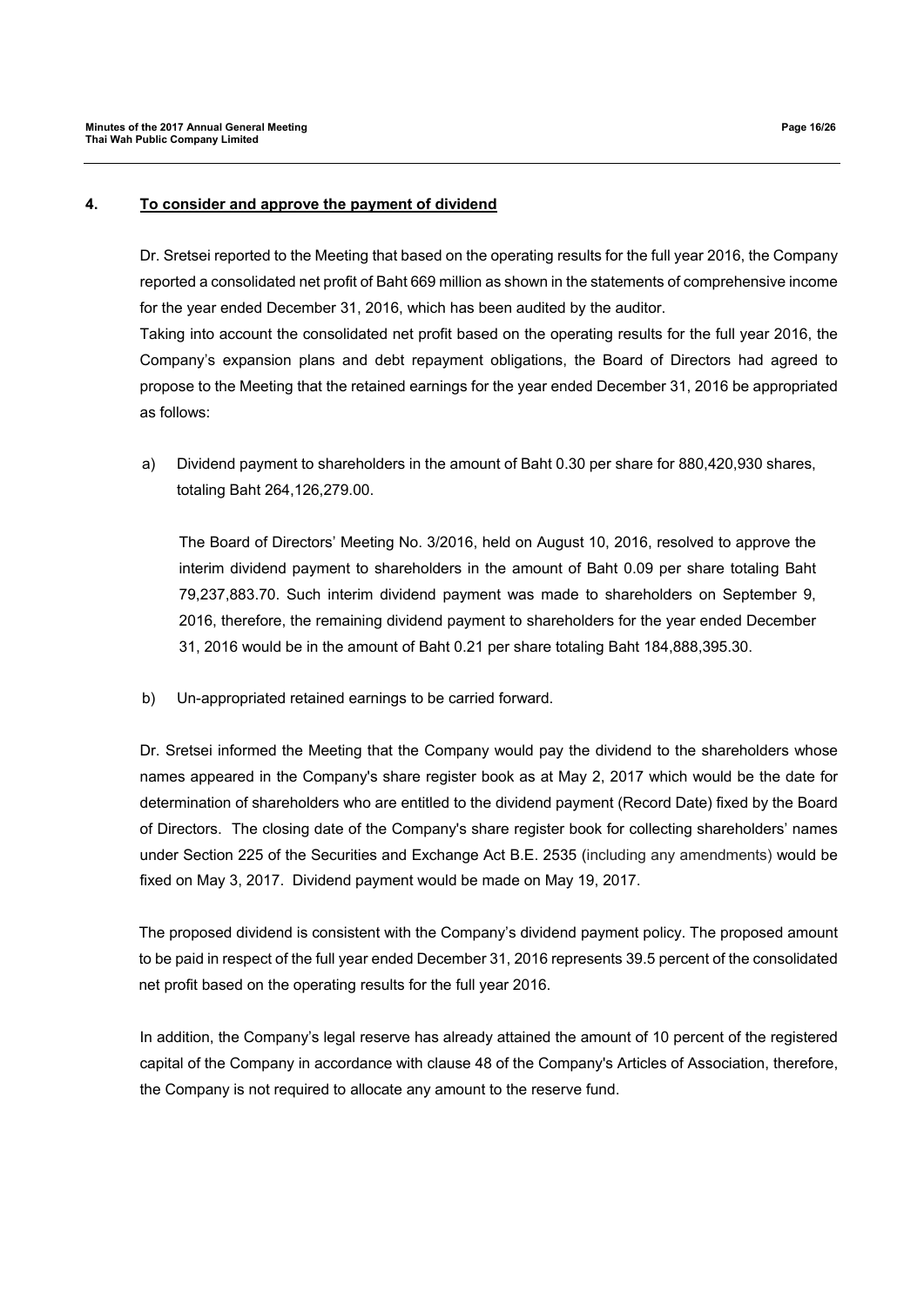## 4. To consider and approve the payment of dividend

Dr. Sretsei reported to the Meeting that based on the operating results for the full year 2016, the Company reported a consolidated net profit of Baht 669 million as shown in the statements of comprehensive income for the year ended December 31, 2016, which has been audited by the auditor.

Taking into account the consolidated net profit based on the operating results for the full year 2016, the Company's expansion plans and debt repayment obligations, the Board of Directors had agreed to propose to the Meeting that the retained earnings for the year ended December 31, 2016 be appropriated as follows:

a) Dividend payment to shareholders in the amount of Baht 0.30 per share for 880,420,930 shares, totaling Baht 264,126,279.00.

   The Board of Directors' Meeting No. 3/2016, held on August 10, 2016, resolved to approve the interim dividend payment to shareholders in the amount of Baht 0.09 per share totaling Baht 79,237,883.70. Such interim dividend payment was made to shareholders on September 9, 2016, therefore, the remaining dividend payment to shareholders for the year ended December 31, 2016 would be in the amount of Baht 0.21 per share totaling Baht 184,888,395.30.

b) Un-appropriated retained earnings to be carried forward.

Dr. Sretsei informed the Meeting that the Company would pay the dividend to the shareholders whose names appeared in the Company's share register book as at May 2, 2017 which would be the date for determination of shareholders who are entitled to the dividend payment (Record Date) fixed by the Board of Directors. The closing date of the Company's share register book for collecting shareholders' names under Section 225 of the Securities and Exchange Act B.E. 2535 (including any amendments) would be fixed on May 3, 2017. Dividend payment would be made on May 19, 2017.

The proposed dividend is consistent with the Company's dividend payment policy. The proposed amount to be paid in respect of the full year ended December 31, 2016 represents 39.5 percent of the consolidated net profit based on the operating results for the full year 2016.

In addition, the Company's legal reserve has already attained the amount of 10 percent of the registered capital of the Company in accordance with clause 48 of the Company's Articles of Association, therefore, the Company is not required to allocate any amount to the reserve fund.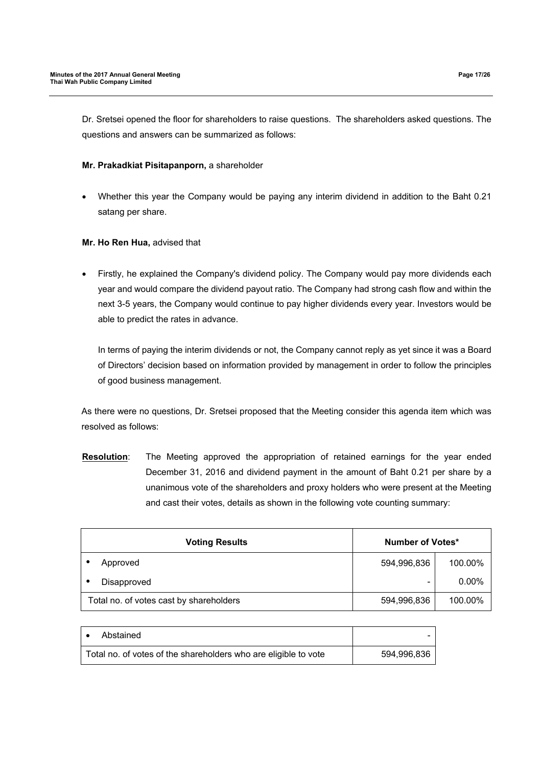Dr. Sretsei opened the floor for shareholders to raise questions. The shareholders asked questions. The questions and answers can be summarized as follows:

**Mr. Prakadkiat Pisitapanporn,** a shareholder

- Whether this year the Company would be paying any interim dividend in addition to the Baht 0.21 satang per share.

**Mr. Ho Ren Hua,** advised that

- Firstly, he explained the Company's dividend policy. The Company would pay more dividends each year and would compare the dividend payout ratio. The Company had strong cash flow and within the next 3-5 years, the Company would continue to pay higher dividends every year. Investors would be able to predict the rates in advance.

  In terms of paying the interim dividends or not, the Company cannot reply as yet since it was a Board of Directors' decision based on information provided by management in order to follow the principles of good business management.

As there were no questions, Dr. Sretsei proposed that the Meeting consider this agenda item which was resolved as follows:

**Resolution**: The Meeting approved the appropriation of retained earnings for the year ended December 31, 2016 and dividend payment in the amount of Baht 0.21 per share by a unanimous vote of the shareholders and proxy holders who were present at the Meeting and cast their votes, details as shown in the following vote counting summary:

| Voting Results | Number of Votes* | |
|---|---|---|
| • Approved | 594,996,836 | 100.00% |
| • Disapproved | - | 0.00% |
| Total no. of votes cast by shareholders | 594,996,836 | 100.00% |

| | |
|---|---|
| • Abstained | - |
| Total no. of votes of the shareholders who are eligible to vote | 594,996,836 |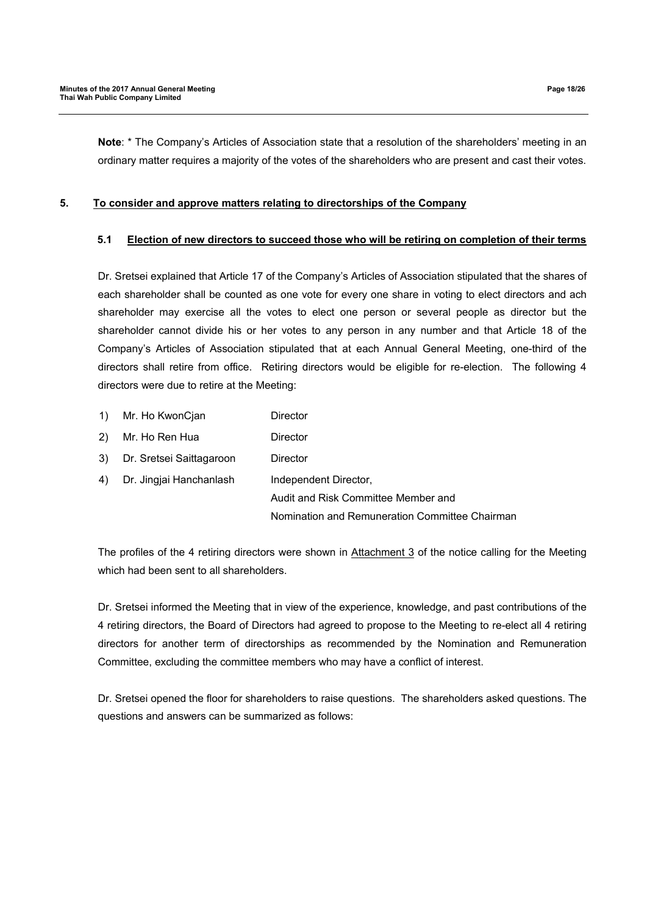**Note**: * The Company's Articles of Association state that a resolution of the shareholders' meeting in an ordinary matter requires a majority of the votes of the shareholders who are present and cast their votes.

## 5. <u>To consider and approve matters relating to directorships of the Company</u>

### 5.1 <u>Election of new directors to succeed those who will be retiring on completion of their terms</u>

Dr. Sretsei explained that Article 17 of the Company's Articles of Association stipulated that the shares of each shareholder shall be counted as one vote for every one share in voting to elect directors and ach shareholder may exercise all the votes to elect one person or several people as director but the shareholder cannot divide his or her votes to any person in any number and that Article 18 of the Company's Articles of Association stipulated that at each Annual General Meeting, one-third of the directors shall retire from office. Retiring directors would be eligible for re-election. The following 4 directors were due to retire at the Meeting:

| | Name | Position |
|---|---|---|
| 1) | Mr. Ho KwonCjan | Director |
| 2) | Mr. Ho Ren Hua | Director |
| 3) | Dr. Sretsei Saittagaroon | Director |
| 4) | Dr. Jingjai Hanchanlash | Independent Director, Audit and Risk Committee Member and Nomination and Remuneration Committee Chairman |

The profiles of the 4 retiring directors were shown in <u>Attachment 3</u> of the notice calling for the Meeting which had been sent to all shareholders.

Dr. Sretsei informed the Meeting that in view of the experience, knowledge, and past contributions of the 4 retiring directors, the Board of Directors had agreed to propose to the Meeting to re-elect all 4 retiring directors for another term of directorships as recommended by the Nomination and Remuneration Committee, excluding the committee members who may have a conflict of interest.

Dr. Sretsei opened the floor for shareholders to raise questions. The shareholders asked questions. The questions and answers can be summarized as follows: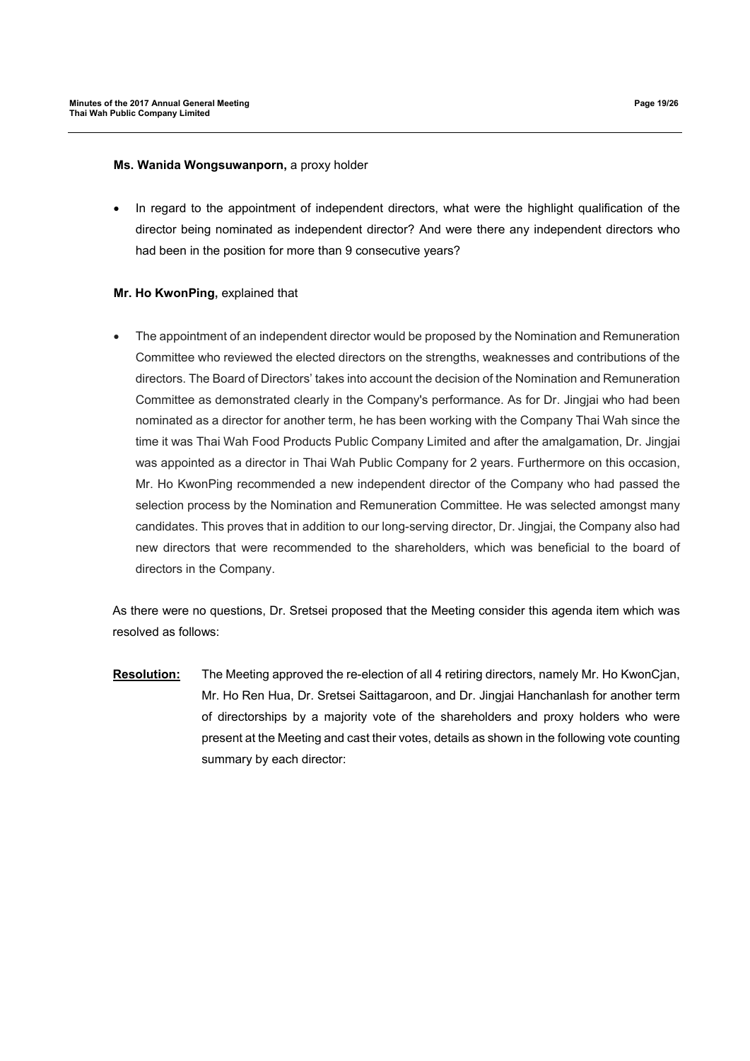**Ms. Wanida Wongsuwanporn,** a proxy holder

- In regard to the appointment of independent directors, what were the highlight qualification of the director being nominated as independent director? And were there any independent directors who had been in the position for more than 9 consecutive years?

**Mr. Ho KwonPing,** explained that

- The appointment of an independent director would be proposed by the Nomination and Remuneration Committee who reviewed the elected directors on the strengths, weaknesses and contributions of the directors. The Board of Directors' takes into account the decision of the Nomination and Remuneration Committee as demonstrated clearly in the Company's performance. As for Dr. Jingjai who had been nominated as a director for another term, he has been working with the Company Thai Wah since the time it was Thai Wah Food Products Public Company Limited and after the amalgamation, Dr. Jingjai was appointed as a director in Thai Wah Public Company for 2 years. Furthermore on this occasion, Mr. Ho KwonPing recommended a new independent director of the Company who had passed the selection process by the Nomination and Remuneration Committee. He was selected amongst many candidates. This proves that in addition to our long-serving director, Dr. Jingjai, the Company also had new directors that were recommended to the shareholders, which was beneficial to the board of directors in the Company.

As there were no questions, Dr. Sretsei proposed that the Meeting consider this agenda item which was resolved as follows:

**Resolution:** The Meeting approved the re-election of all 4 retiring directors, namely Mr. Ho KwonCjan, Mr. Ho Ren Hua, Dr. Sretsei Saittagaroon, and Dr. Jingjai Hanchanlash for another term of directorships by a majority vote of the shareholders and proxy holders who were present at the Meeting and cast their votes, details as shown in the following vote counting summary by each director: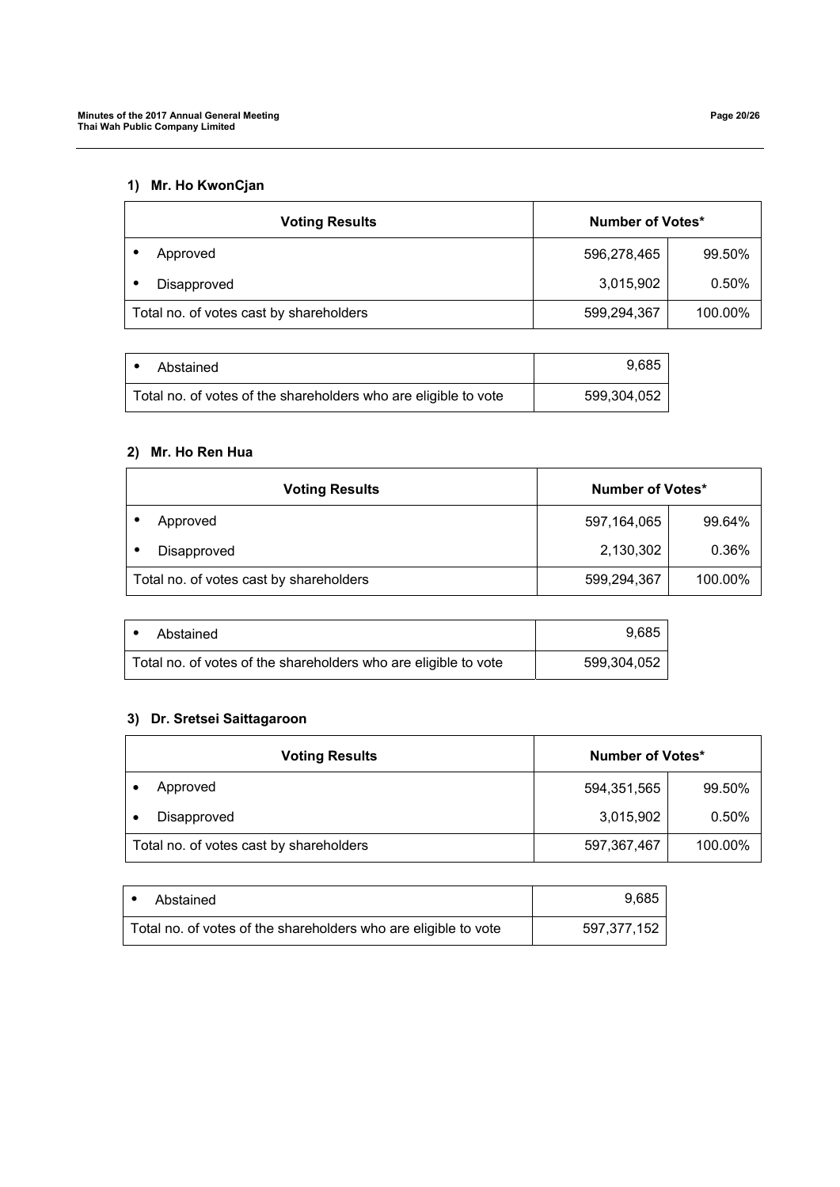**1) Mr. Ho KwonCjan**

| Voting Results | Number of Votes* | |
|---|---|---|
| • Approved | 596,278,465 | 99.50% |
| • Disapproved | 3,015,902 | 0.50% |
| Total no. of votes cast by shareholders | 599,294,367 | 100.00% |

| | |
|---|---|
| • Abstained | 9,685 |
| Total no. of votes of the shareholders who are eligible to vote | 599,304,052 |

**2) Mr. Ho Ren Hua**

| Voting Results | Number of Votes* | |
|---|---|---|
| • Approved | 597,164,065 | 99.64% |
| • Disapproved | 2,130,302 | 0.36% |
| Total no. of votes cast by shareholders | 599,294,367 | 100.00% |

| | |
|---|---|
| • Abstained | 9,685 |
| Total no. of votes of the shareholders who are eligible to vote | 599,304,052 |

**3) Dr. Sretsei Saittagaroon**

| Voting Results | Number of Votes* | |
|---|---|---|
| • Approved | 594,351,565 | 99.50% |
| • Disapproved | 3,015,902 | 0.50% |
| Total no. of votes cast by shareholders | 597,367,467 | 100.00% |

| | |
|---|---|
| • Abstained | 9,685 |
| Total no. of votes of the shareholders who are eligible to vote | 597,377,152 |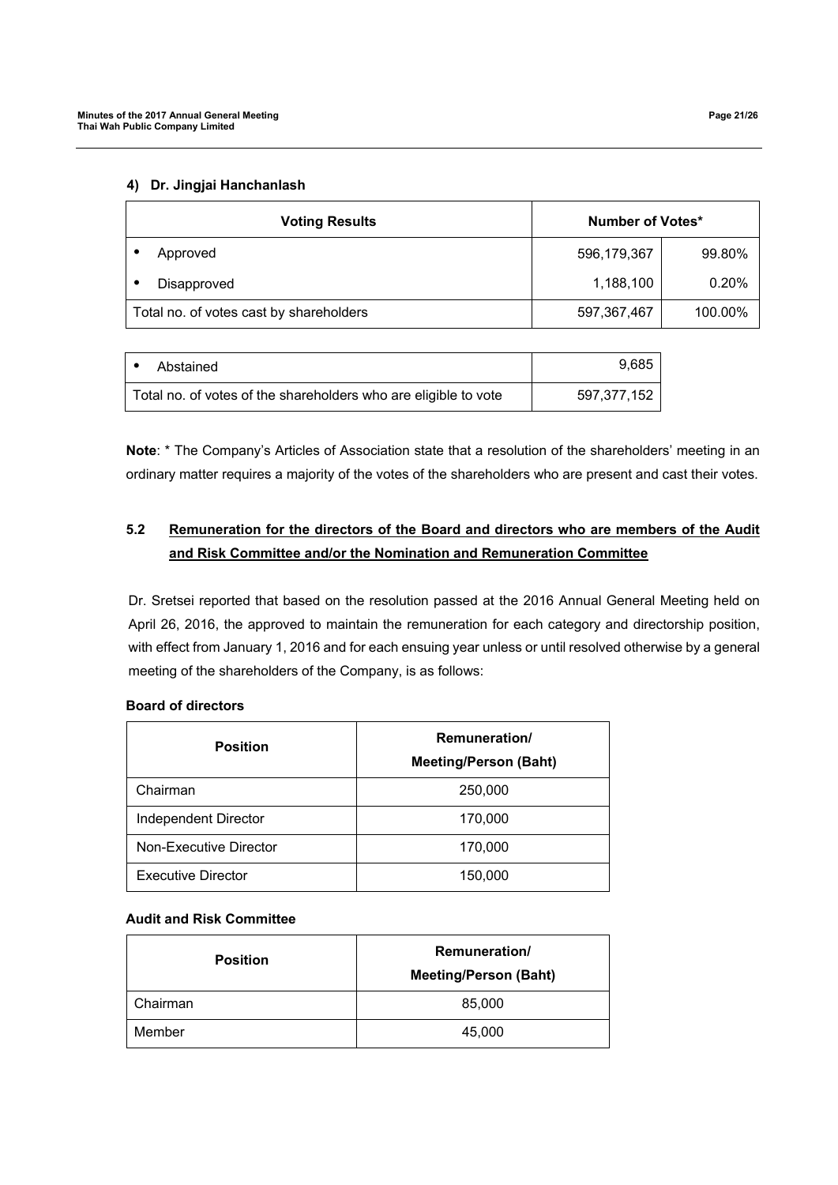#### 4) Dr. Jingjai Hanchanlash

| Voting Results | Number of Votes* | |
|---|---|---|
| • Approved | 596,179,367 | 99.80% |
| • Disapproved | 1,188,100 | 0.20% |
| Total no. of votes cast by shareholders | 597,367,467 | 100.00% |

| | |
|---|---|
| • Abstained | 9,685 |
| Total no. of votes of the shareholders who are eligible to vote | 597,377,152 |

**Note**: * The Company's Articles of Association state that a resolution of the shareholders' meeting in an ordinary matter requires a majority of the votes of the shareholders who are present and cast their votes.

### 5.2 Remuneration for the directors of the Board and directors who are members of the Audit and Risk Committee and/or the Nomination and Remuneration Committee

Dr. Sretsei reported that based on the resolution passed at the 2016 Annual General Meeting held on April 26, 2016, the approved to maintain the remuneration for each category and directorship position, with effect from January 1, 2016 and for each ensuing year unless or until resolved otherwise by a general meeting of the shareholders of the Company, is as follows:

**Board of directors**

| Position | Remuneration/ Meeting/Person (Baht) |
|---|---|
| Chairman | 250,000 |
| Independent Director | 170,000 |
| Non-Executive Director | 170,000 |
| Executive Director | 150,000 |

**Audit and Risk Committee**

| Position | Remuneration/ Meeting/Person (Baht) |
|---|---|
| Chairman | 85,000 |
| Member | 45,000 |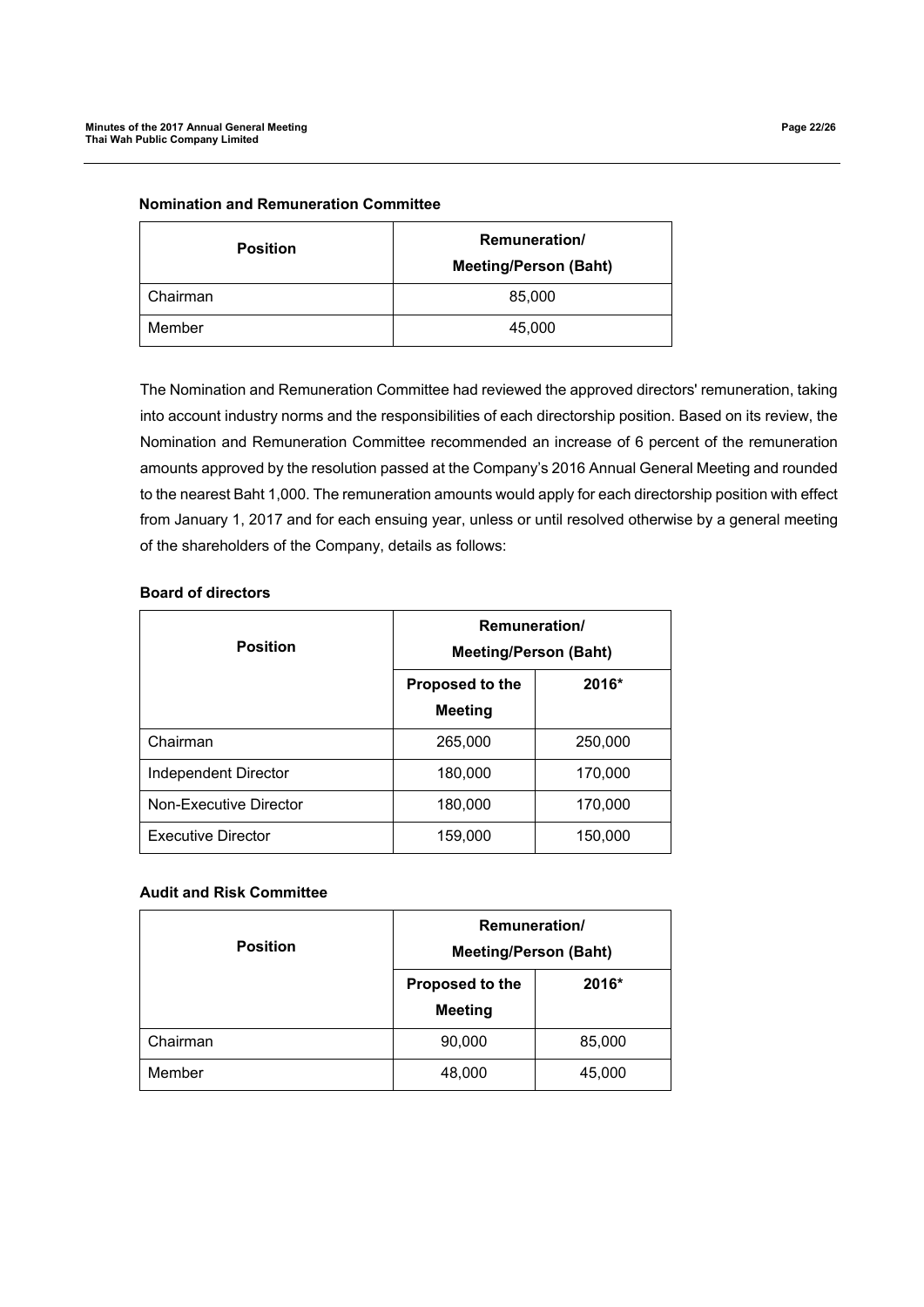**Nomination and Remuneration Committee**

| Position | Remuneration/ Meeting/Person (Baht) |
|---|---|
| Chairman | 85,000 |
| Member | 45,000 |

The Nomination and Remuneration Committee had reviewed the approved directors' remuneration, taking into account industry norms and the responsibilities of each directorship position. Based on its review, the Nomination and Remuneration Committee recommended an increase of 6 percent of the remuneration amounts approved by the resolution passed at the Company's 2016 Annual General Meeting and rounded to the nearest Baht 1,000. The remuneration amounts would apply for each directorship position with effect from January 1, 2017 and for each ensuing year, unless or until resolved otherwise by a general meeting of the shareholders of the Company, details as follows:

**Board of directors**

| Position | Remuneration/ Meeting/Person (Baht) | |
|---|---|---|
| | Proposed to the Meeting | 2016* |
| Chairman | 265,000 | 250,000 |
| Independent Director | 180,000 | 170,000 |
| Non-Executive Director | 180,000 | 170,000 |
| Executive Director | 159,000 | 150,000 |

**Audit and Risk Committee**

| Position | Remuneration/ Meeting/Person (Baht) | |
|---|---|---|
| | Proposed to the Meeting | 2016* |
| Chairman | 90,000 | 85,000 |
| Member | 48,000 | 45,000 |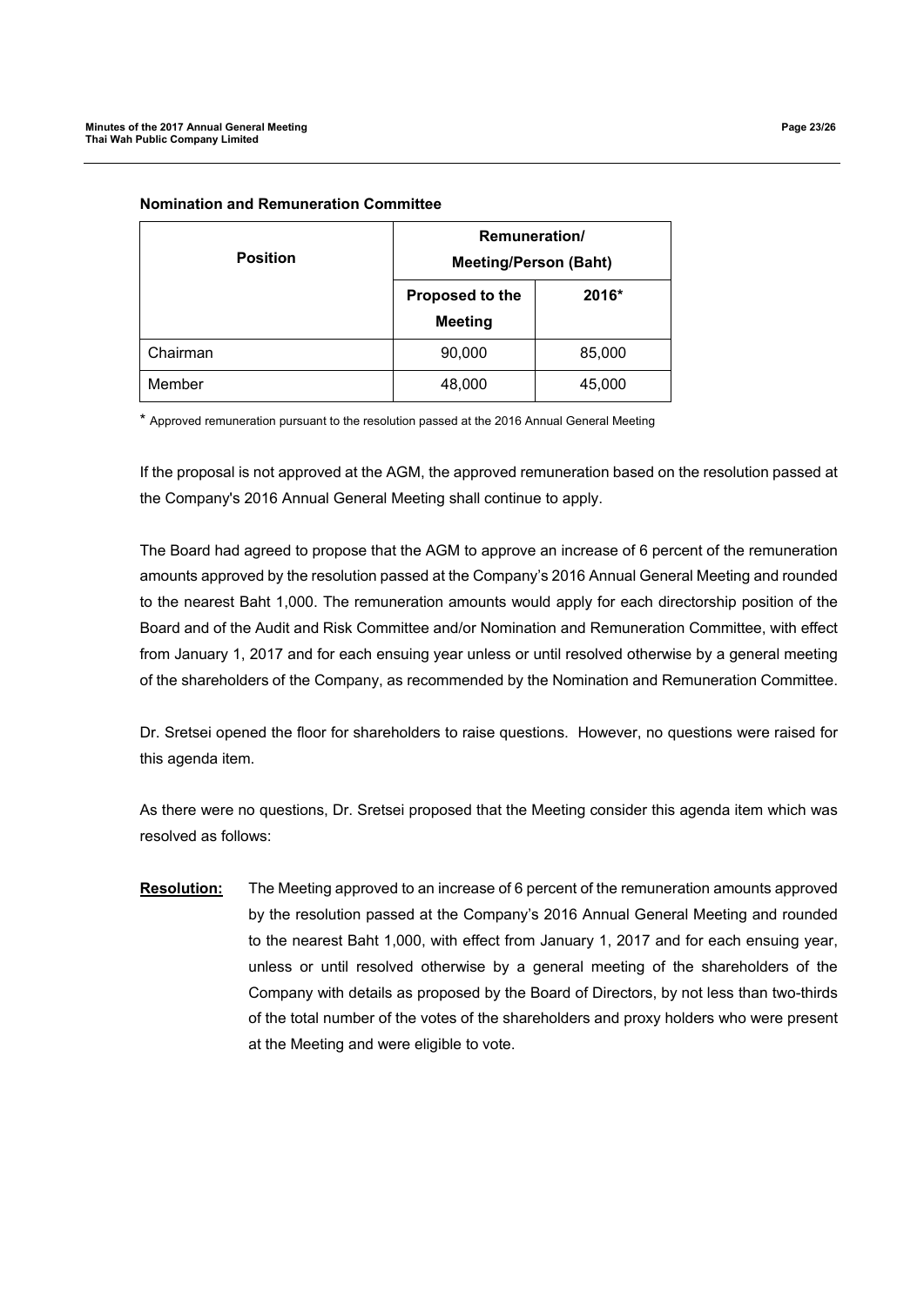**Nomination and Remuneration Committee**

| Position | Remuneration/ Meeting/Person (Baht) | |
|---|---|---|
| | Proposed to the Meeting | 2016* |
| Chairman | 90,000 | 85,000 |
| Member | 48,000 | 45,000 |

* Approved remuneration pursuant to the resolution passed at the 2016 Annual General Meeting

If the proposal is not approved at the AGM, the approved remuneration based on the resolution passed at the Company's 2016 Annual General Meeting shall continue to apply.

The Board had agreed to propose that the AGM to approve an increase of 6 percent of the remuneration amounts approved by the resolution passed at the Company's 2016 Annual General Meeting and rounded to the nearest Baht 1,000. The remuneration amounts would apply for each directorship position of the Board and of the Audit and Risk Committee and/or Nomination and Remuneration Committee, with effect from January 1, 2017 and for each ensuing year unless or until resolved otherwise by a general meeting of the shareholders of the Company, as recommended by the Nomination and Remuneration Committee.

Dr. Sretsei opened the floor for shareholders to raise questions. However, no questions were raised for this agenda item.

As there were no questions, Dr. Sretsei proposed that the Meeting consider this agenda item which was resolved as follows:

**Resolution:** The Meeting approved to an increase of 6 percent of the remuneration amounts approved by the resolution passed at the Company's 2016 Annual General Meeting and rounded to the nearest Baht 1,000, with effect from January 1, 2017 and for each ensuing year, unless or until resolved otherwise by a general meeting of the shareholders of the Company with details as proposed by the Board of Directors, by not less than two-thirds of the total number of the votes of the shareholders and proxy holders who were present at the Meeting and were eligible to vote.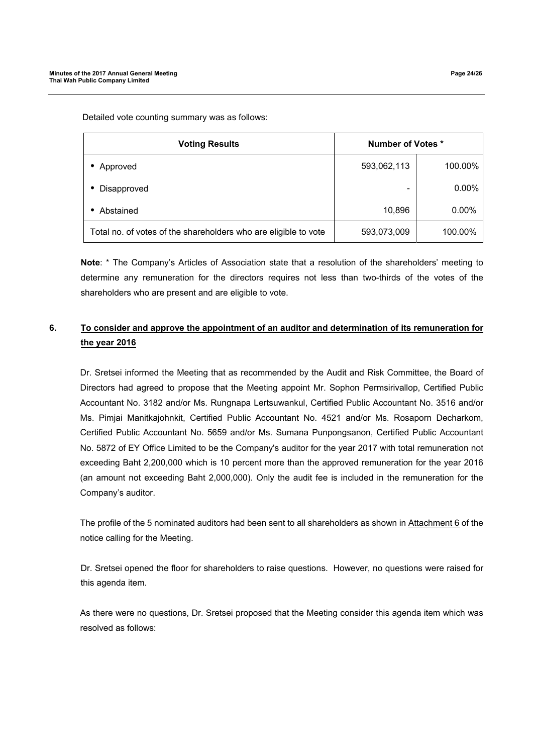Detailed vote counting summary was as follows:

| Voting Results | Number of Votes * | |
|---|---|---|
| • Approved | 593,062,113 | 100.00% |
| • Disapproved | - | 0.00% |
| • Abstained | 10,896 | 0.00% |
| Total no. of votes of the shareholders who are eligible to vote | 593,073,009 | 100.00% |

**Note**: * The Company's Articles of Association state that a resolution of the shareholders' meeting to determine any remuneration for the directors requires not less than two-thirds of the votes of the shareholders who are present and are eligible to vote.

## 6. <u>To consider and approve the appointment of an auditor and determination of its remuneration for the year 2016</u>

Dr. Sretsei informed the Meeting that as recommended by the Audit and Risk Committee, the Board of Directors had agreed to propose that the Meeting appoint Mr. Sophon Permsirivallop, Certified Public Accountant No. 3182 and/or Ms. Rungnapa Lertsuwankul, Certified Public Accountant No. 3516 and/or Ms. Pimjai Manitkajohnkit, Certified Public Accountant No. 4521 and/or Ms. Rosaporn Decharkom, Certified Public Accountant No. 5659 and/or Ms. Sumana Punpongsanon, Certified Public Accountant No. 5872 of EY Office Limited to be the Company's auditor for the year 2017 with total remuneration not exceeding Baht 2,200,000 which is 10 percent more than the approved remuneration for the year 2016 (an amount not exceeding Baht 2,000,000). Only the audit fee is included in the remuneration for the Company's auditor.

The profile of the 5 nominated auditors had been sent to all shareholders as shown in <u>Attachment 6</u> of the notice calling for the Meeting.

Dr. Sretsei opened the floor for shareholders to raise questions. However, no questions were raised for this agenda item.

As there were no questions, Dr. Sretsei proposed that the Meeting consider this agenda item which was resolved as follows: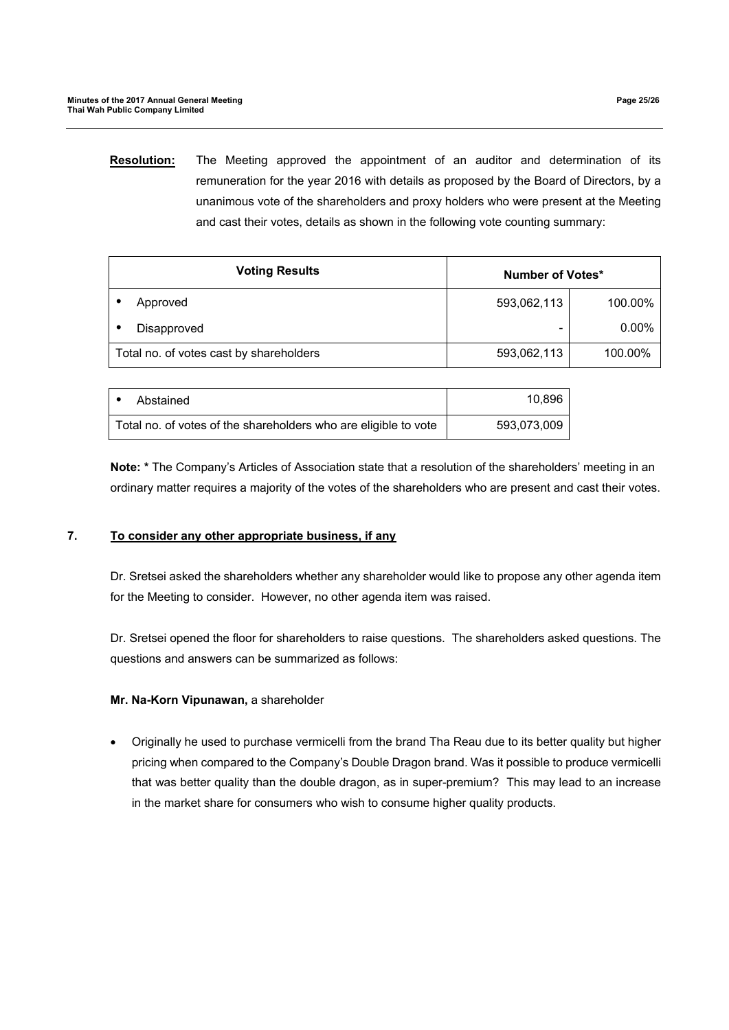**Resolution:** The Meeting approved the appointment of an auditor and determination of its remuneration for the year 2016 with details as proposed by the Board of Directors, by a unanimous vote of the shareholders and proxy holders who were present at the Meeting and cast their votes, details as shown in the following vote counting summary:

| Voting Results | Number of Votes* | |
|---|---|---|
| • Approved | 593,062,113 | 100.00% |
| • Disapproved | - | 0.00% |
| Total no. of votes cast by shareholders | 593,062,113 | 100.00% |

| | |
|---|---|
| • Abstained | 10,896 |
| Total no. of votes of the shareholders who are eligible to vote | 593,073,009 |

**Note:** * The Company's Articles of Association state that a resolution of the shareholders' meeting in an ordinary matter requires a majority of the votes of the shareholders who are present and cast their votes.

## 7. To consider any other appropriate business, if any

Dr. Sretsei asked the shareholders whether any shareholder would like to propose any other agenda item for the Meeting to consider. However, no other agenda item was raised.

Dr. Sretsei opened the floor for shareholders to raise questions. The shareholders asked questions. The questions and answers can be summarized as follows:

**Mr. Na-Korn Vipunawan,** a shareholder

- Originally he used to purchase vermicelli from the brand Tha Reau due to its better quality but higher pricing when compared to the Company's Double Dragon brand. Was it possible to produce vermicelli that was better quality than the double dragon, as in super-premium? This may lead to an increase in the market share for consumers who wish to consume higher quality products.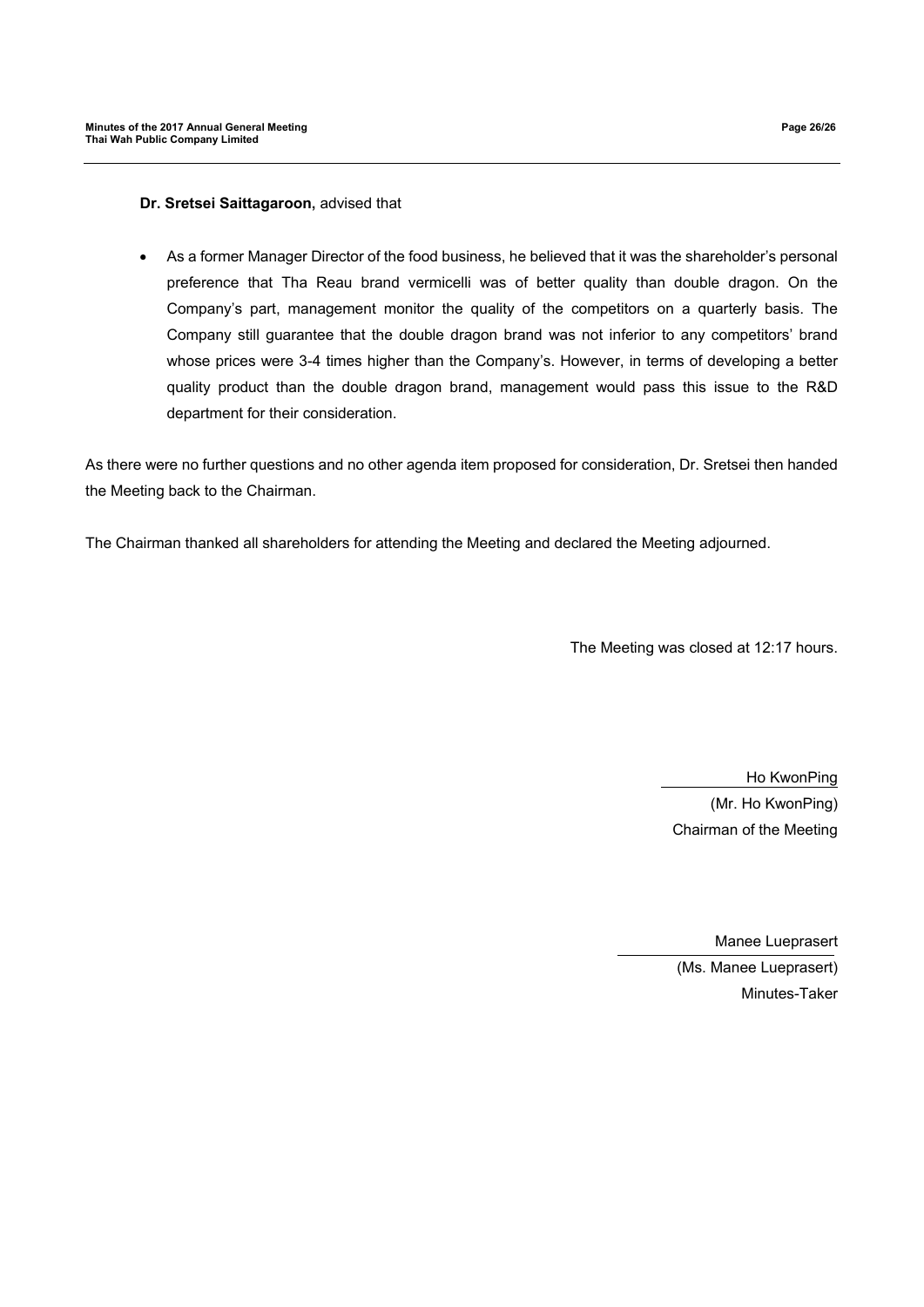**Dr. Sretsei Saittagaroon,** advised that

- As a former Manager Director of the food business, he believed that it was the shareholder's personal preference that Tha Reau brand vermicelli was of better quality than double dragon. On the Company's part, management monitor the quality of the competitors on a quarterly basis. The Company still guarantee that the double dragon brand was not inferior to any competitors' brand whose prices were 3-4 times higher than the Company's. However, in terms of developing a better quality product than the double dragon brand, management would pass this issue to the R&D department for their consideration.

As there were no further questions and no other agenda item proposed for consideration, Dr. Sretsei then handed the Meeting back to the Chairman.

The Chairman thanked all shareholders for attending the Meeting and declared the Meeting adjourned.

The Meeting was closed at 12:17 hours.

Ho KwonPing
(Mr. Ho KwonPing)
Chairman of the Meeting

Manee Lueprasert
(Ms. Manee Lueprasert)
Minutes-Taker